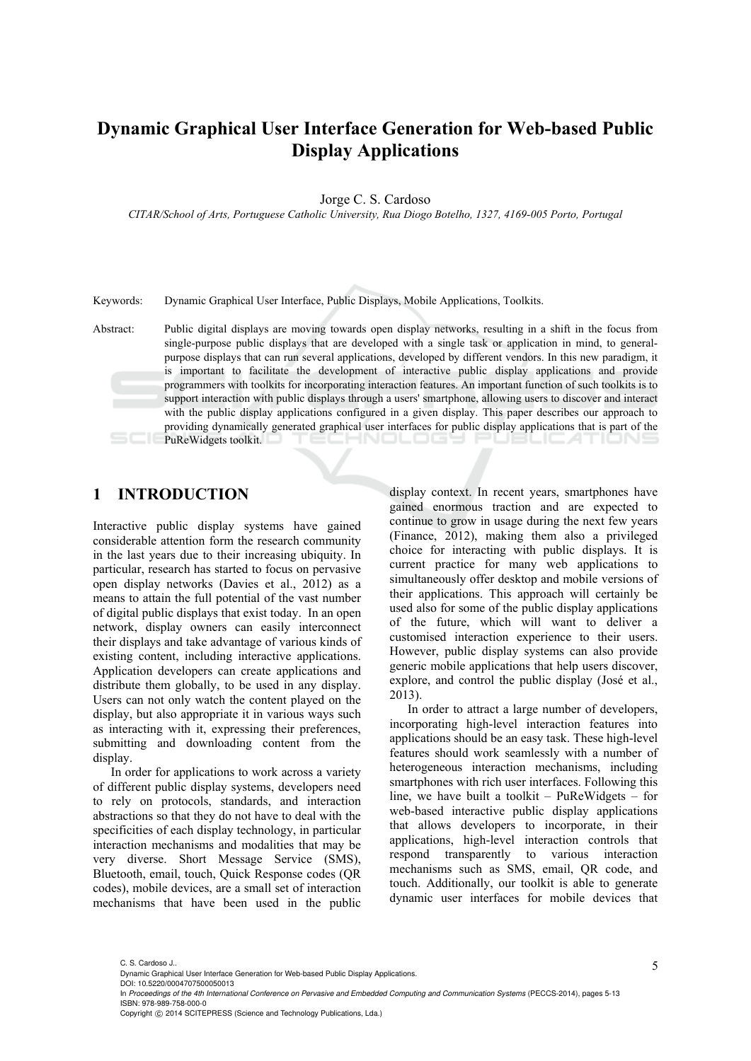# Dynamic Graphical User Interface Generation for Web-based Public Display Applications

Jorge C. S. Cardoso

*CITAR/School of Arts, Portuguese Catholic University, Rua Diogo Botelho, 1327, 4169-005 Porto, Portugal*

Keywords: Dynamic Graphical User Interface, Public Displays, Mobile Applications, Toolkits.

Abstract: Public digital displays are moving towards open display networks, resulting in a shift in the focus from single-purpose public displays that are developed with a single task or application in mind, to general-purpose displays that can run several applications, developed by different vendors. In this new paradigm, it is important to facilitate the development of interactive public display applications and provide programmers with toolkits for incorporating interaction features. An important function of such toolkits is to support interaction with public displays through a users' smartphone, allowing users to discover and interact with the public display applications configured in a given display. This paper describes our approach to providing dynamically generated graphical user interfaces for public display applications that is part of the PuReWidgets toolkit.

## 1 INTRODUCTION

Interactive public display systems have gained considerable attention form the research community in the last years due to their increasing ubiquity. In particular, research has started to focus on pervasive open display networks (Davies et al., 2012) as a means to attain the full potential of the vast number of digital public displays that exist today. In an open network, display owners can easily interconnect their displays and take advantage of various kinds of existing content, including interactive applications. Application developers can create applications and distribute them globally, to be used in any display. Users can not only watch the content played on the display, but also appropriate it in various ways such as interacting with it, expressing their preferences, submitting and downloading content from the display.

In order for applications to work across a variety of different public display systems, developers need to rely on protocols, standards, and interaction abstractions so that they do not have to deal with the specificities of each display technology, in particular interaction mechanisms and modalities that may be very diverse. Short Message Service (SMS), Bluetooth, email, touch, Quick Response codes (QR codes), mobile devices, are a small set of interaction mechanisms that have been used in the public display context. In recent years, smartphones have gained enormous traction and are expected to continue to grow in usage during the next few years (Finance, 2012), making them also a privileged choice for interacting with public displays. It is current practice for many web applications to simultaneously offer desktop and mobile versions of their applications. This approach will certainly be used also for some of the public display applications of the future, which will want to deliver a customised interaction experience to their users. However, public display systems can also provide generic mobile applications that help users discover, explore, and control the public display (José et al., 2013).

In order to attract a large number of developers, incorporating high-level interaction features into applications should be an easy task. These high-level features should work seamlessly with a number of heterogeneous interaction mechanisms, including smartphones with rich user interfaces. Following this line, we have built a toolkit – PuReWidgets – for web-based interactive public display applications that allows developers to incorporate, in their applications, high-level interaction controls that respond transparently to various interaction mechanisms such as SMS, email, QR code, and touch. Additionally, our toolkit is able to generate dynamic user interfaces for mobile devices that

C. S. Cardoso J..
Dynamic Graphical User Interface Generation for Web-based Public Display Applications.
DOI: 10.5220/0004707500050013
In *Proceedings of the 4th International Conference on Pervasive and Embedded Computing and Communication Systems* (PECCS-2014), pages 5-13
ISBN: 978-989-758-000-0
Copyright © 2014 SCITEPRESS (Science and Technology Publications, Lda.)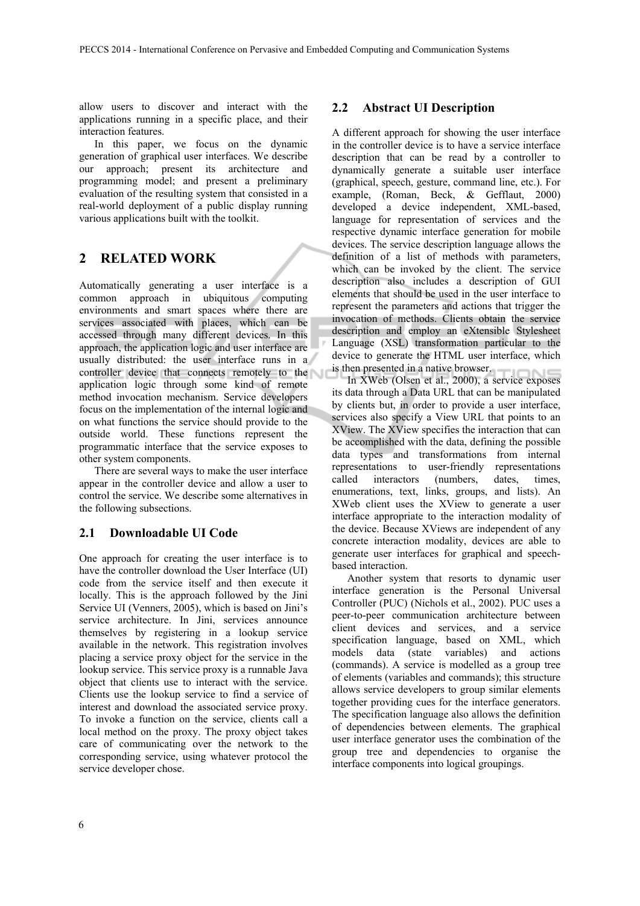allow users to discover and interact with the applications running in a specific place, and their interaction features.

In this paper, we focus on the dynamic generation of graphical user interfaces. We describe our approach; present its architecture and programming model; and present a preliminary evaluation of the resulting system that consisted in a real-world deployment of a public display running various applications built with the toolkit.

## 2 RELATED WORK

Automatically generating a user interface is a common approach in ubiquitous computing environments and smart spaces where there are services associated with places, which can be accessed through many different devices. In this approach, the application logic and user interface are usually distributed: the user interface runs in a controller device that connects remotely to the application logic through some kind of remote method invocation mechanism. Service developers focus on the implementation of the internal logic and on what functions the service should provide to the outside world. These functions represent the programmatic interface that the service exposes to other system components.

There are several ways to make the user interface appear in the controller device and allow a user to control the service. We describe some alternatives in the following subsections.

### 2.1 Downloadable UI Code

One approach for creating the user interface is to have the controller download the User Interface (UI) code from the service itself and then execute it locally. This is the approach followed by the Jini Service UI (Venners, 2005), which is based on Jini's service architecture. In Jini, services announce themselves by registering in a lookup service available in the network. This registration involves placing a service proxy object for the service in the lookup service. This service proxy is a runnable Java object that clients use to interact with the service. Clients use the lookup service to find a service of interest and download the associated service proxy. To invoke a function on the service, clients call a local method on the proxy. The proxy object takes care of communicating over the network to the corresponding service, using whatever protocol the service developer chose.

### 2.2 Abstract UI Description

A different approach for showing the user interface in the controller device is to have a service interface description that can be read by a controller to dynamically generate a suitable user interface (graphical, speech, gesture, command line, etc.). For example, (Roman, Beck, & Gefflaut, 2000) developed a device independent, XML-based, language for representation of services and the respective dynamic interface generation for mobile devices. The service description language allows the definition of a list of methods with parameters, which can be invoked by the client. The service description also includes a description of GUI elements that should be used in the user interface to represent the parameters and actions that trigger the invocation of methods. Clients obtain the service description and employ an eXtensible Stylesheet Language (XSL) transformation particular to the device to generate the HTML user interface, which is then presented in a native browser.

In XWeb (Olsen et al., 2000), a service exposes its data through a Data URL that can be manipulated by clients but, in order to provide a user interface, services also specify a View URL that points to an XView. The XView specifies the interaction that can be accomplished with the data, defining the possible data types and transformations from internal representations to user-friendly representations called interactors (numbers, dates, times, enumerations, text, links, groups, and lists). An XWeb client uses the XView to generate a user interface appropriate to the interaction modality of the device. Because XViews are independent of any concrete interaction modality, devices are able to generate user interfaces for graphical and speech-based interaction.

Another system that resorts to dynamic user interface generation is the Personal Universal Controller (PUC) (Nichols et al., 2002). PUC uses a peer-to-peer communication architecture between client devices and services, and a service specification language, based on XML, which models data (state variables) and actions (commands). A service is modelled as a group tree of elements (variables and commands); this structure allows service developers to group similar elements together providing cues for the interface generators. The specification language also allows the definition of dependencies between elements. The graphical user interface generator uses the combination of the group tree and dependencies to organise the interface components into logical groupings.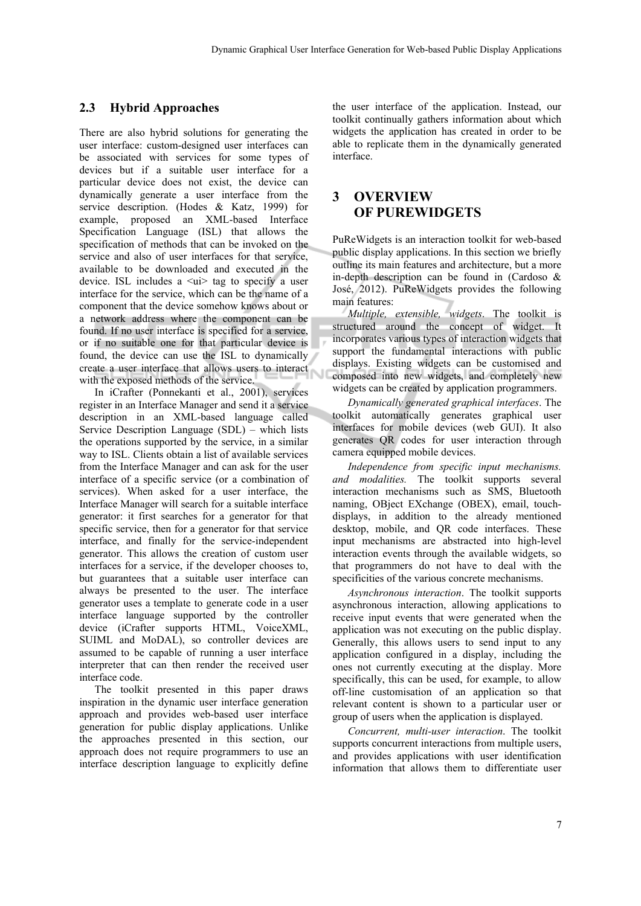### 2.3 Hybrid Approaches

There are also hybrid solutions for generating the user interface: custom-designed user interfaces can be associated with services for some types of devices but if a suitable user interface for a particular device does not exist, the device can dynamically generate a user interface from the service description. (Hodes & Katz, 1999) for example, proposed an XML-based Interface Specification Language (ISL) that allows the specification of methods that can be invoked on the service and also of user interfaces for that service, available to be downloaded and executed in the device. ISL includes a <ui> tag to specify a user interface for the service, which can be the name of a component that the device somehow knows about or a network address where the component can be found. If no user interface is specified for a service, or if no suitable one for that particular device is found, the device can use the ISL to dynamically create a user interface that allows users to interact with the exposed methods of the service.

In iCrafter (Ponnekanti et al., 2001), services register in an Interface Manager and send it a service description in an XML-based language called Service Description Language (SDL) – which lists the operations supported by the service, in a similar way to ISL. Clients obtain a list of available services from the Interface Manager and can ask for the user interface of a specific service (or a combination of services). When asked for a user interface, the Interface Manager will search for a suitable interface generator: it first searches for a generator for that specific service, then for a generator for that service interface, and finally for the service-independent generator. This allows the creation of custom user interfaces for a service, if the developer chooses to, but guarantees that a suitable user interface can always be presented to the user. The interface generator uses a template to generate code in a user interface language supported by the controller device (iCrafter supports HTML, VoiceXML, SUIML and MoDAL), so controller devices are assumed to be capable of running a user interface interpreter that can then render the received user interface code.

The toolkit presented in this paper draws inspiration in the dynamic user interface generation approach and provides web-based user interface generation for public display applications. Unlike the approaches presented in this section, our approach does not require programmers to use an interface description language to explicitly define the user interface of the application. Instead, our toolkit continually gathers information about which widgets the application has created in order to be able to replicate them in the dynamically generated interface.

## 3 OVERVIEW OF PUREWIDGETS

PuReWidgets is an interaction toolkit for web-based public display applications. In this section we briefly outline its main features and architecture, but a more in-depth description can be found in (Cardoso & José, 2012). PuReWidgets provides the following main features:

*Multiple, extensible, widgets*. The toolkit is structured around the concept of widget. It incorporates various types of interaction widgets that support the fundamental interactions with public displays. Existing widgets can be customised and composed into new widgets, and completely new widgets can be created by application programmers.

*Dynamically generated graphical interfaces*. The toolkit automatically generates graphical user interfaces for mobile devices (web GUI). It also generates QR codes for user interaction through camera equipped mobile devices.

*Independence from specific input mechanisms. and modalities.* The toolkit supports several interaction mechanisms such as SMS, Bluetooth naming, OBject EXchange (OBEX), email, touch-displays, in addition to the already mentioned desktop, mobile, and QR code interfaces. These input mechanisms are abstracted into high-level interaction events through the available widgets, so that programmers do not have to deal with the specificities of the various concrete mechanisms.

*Asynchronous interaction*. The toolkit supports asynchronous interaction, allowing applications to receive input events that were generated when the application was not executing on the public display. Generally, this allows users to send input to any application configured in a display, including the ones not currently executing at the display. More specifically, this can be used, for example, to allow off-line customisation of an application so that relevant content is shown to a particular user or group of users when the application is displayed.

*Concurrent, multi-user interaction*. The toolkit supports concurrent interactions from multiple users, and provides applications with user identification information that allows them to differentiate user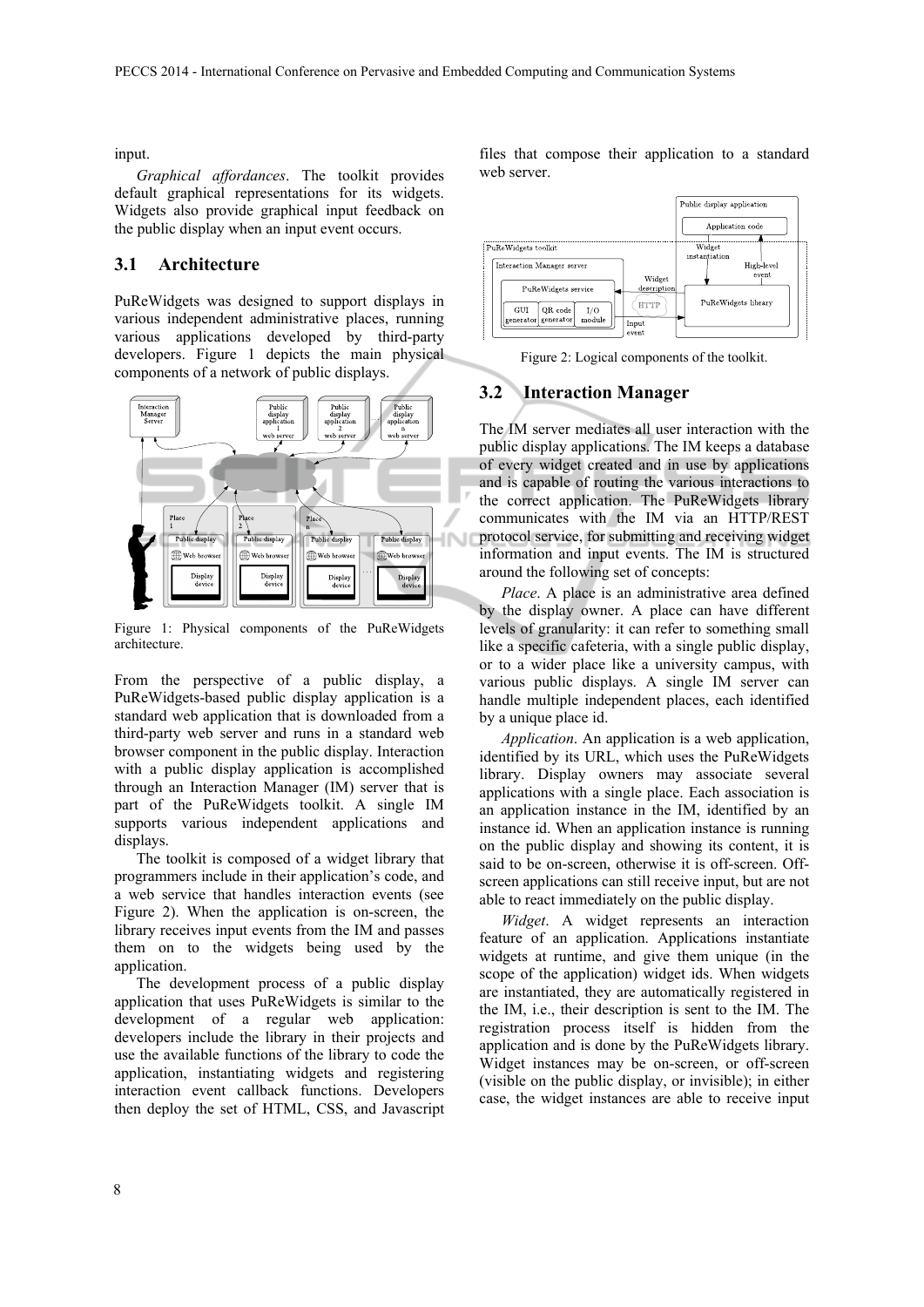input.

*Graphical affordances*. The toolkit provides default graphical representations for its widgets. Widgets also provide graphical input feedback on the public display when an input event occurs.

### 3.1 Architecture

PuReWidgets was designed to support displays in various independent administrative places, running various applications developed by third-party developers. Figure 1 depicts the main physical components of a network of public displays.

Interaction Manager Server

Public display application 1 web server

Public display application 2 web server

Public display application n web server

Place 1

Place 2

Place n

Public display

Web browser

Display device

Figure 1: Physical components of the PuReWidgets architecture.

From the perspective of a public display, a PuReWidgets-based public display application is a standard web application that is downloaded from a third-party web server and runs in a standard web browser component in the public display. Interaction with a public display application is accomplished through an Interaction Manager (IM) server that is part of the PuReWidgets toolkit. A single IM supports various independent applications and displays.

The toolkit is composed of a widget library that programmers include in their application's code, and a web service that handles interaction events (see Figure 2). When the application is on-screen, the library receives input events from the IM and passes them on to the widgets being used by the application.

The development process of a public display application that uses PuReWidgets is similar to the development of a regular web application: developers include the library in their projects and use the available functions of the library to code the application, instantiating widgets and registering interaction event callback functions. Developers then deploy the set of HTML, CSS, and Javascript files that compose their application to a standard web server.

Public display application

Application code

PuReWidgets toolkit

Widget instantiation

High-level event

Interaction Manager server

Widget description

PuReWidgets service

HTTP

PuReWidgets library

GUI generator

QR code generator

I/O module

Input event

Figure 2: Logical components of the toolkit.

### 3.2 Interaction Manager

The IM server mediates all user interaction with the public display applications. The IM keeps a database of every widget created and in use by applications and is capable of routing the various interactions to the correct application. The PuReWidgets library communicates with the IM via an HTTP/REST protocol service, for submitting and receiving widget information and input events. The IM is structured around the following set of concepts:

*Place*. A place is an administrative area defined by the display owner. A place can have different levels of granularity: it can refer to something small like a specific cafeteria, with a single public display, or to a wider place like a university campus, with various public displays. A single IM server can handle multiple independent places, each identified by a unique place id.

*Application*. An application is a web application, identified by its URL, which uses the PuReWidgets library. Display owners may associate several applications with a single place. Each association is an application instance in the IM, identified by an instance id. When an application instance is running on the public display and showing its content, it is said to be on-screen, otherwise it is off-screen. Off-screen applications can still receive input, but are not able to react immediately on the public display.

*Widget*. A widget represents an interaction feature of an application. Applications instantiate widgets at runtime, and give them unique (in the scope of the application) widget ids. When widgets are instantiated, they are automatically registered in the IM, i.e., their description is sent to the IM. The registration process itself is hidden from the application and is done by the PuReWidgets library. Widget instances may be on-screen, or off-screen (visible on the public display, or invisible); in either case, the widget instances are able to receive input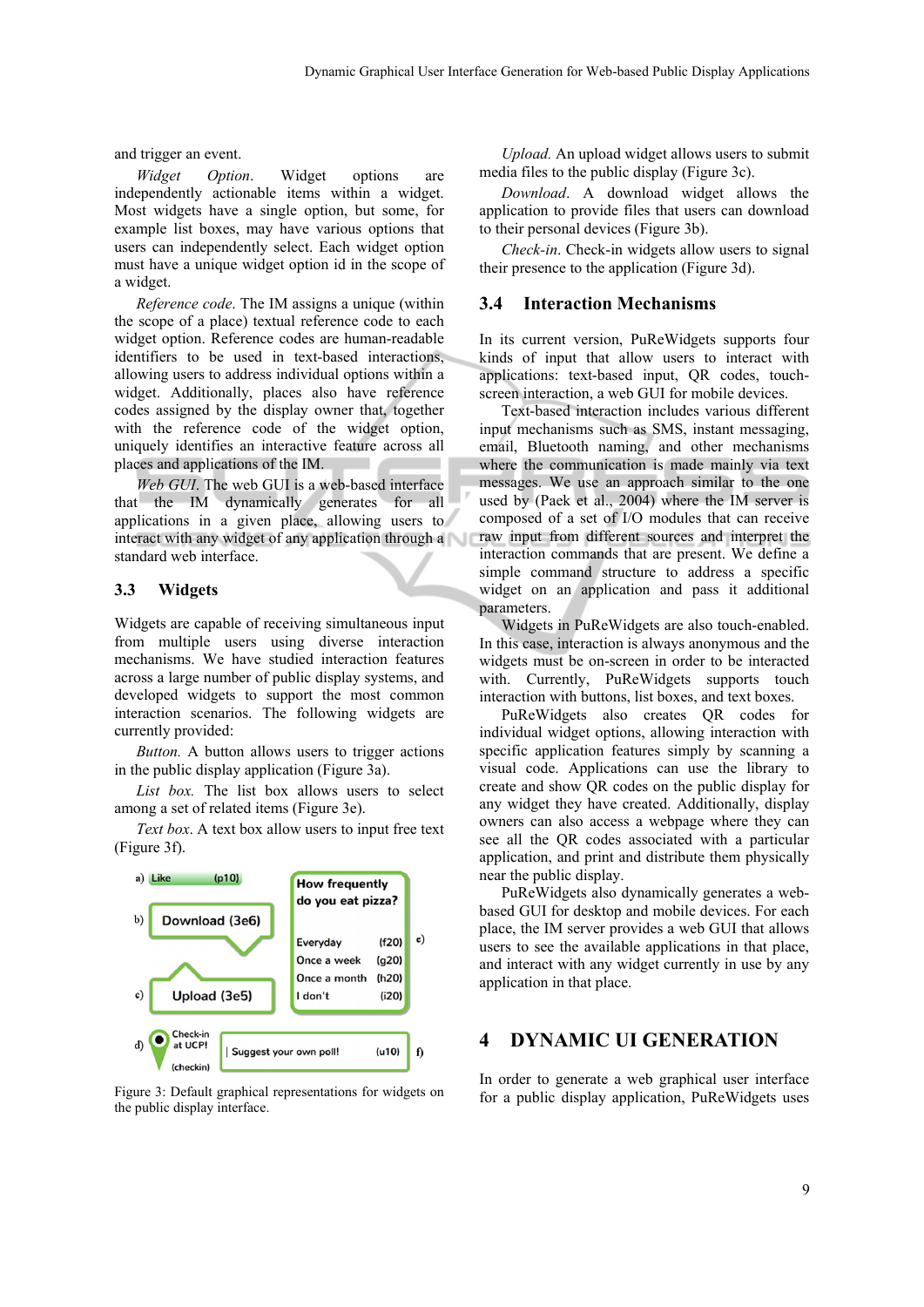and trigger an event.

*Widget Option*. Widget options are independently actionable items within a widget. Most widgets have a single option, but some, for example list boxes, may have various options that users can independently select. Each widget option must have a unique widget option id in the scope of a widget.

*Reference code*. The IM assigns a unique (within the scope of a place) textual reference code to each widget option. Reference codes are human-readable identifiers to be used in text-based interactions, allowing users to address individual options within a widget. Additionally, places also have reference codes assigned by the display owner that, together with the reference code of the widget option, uniquely identifies an interactive feature across all places and applications of the IM.

*Web GUI*. The web GUI is a web-based interface that the IM dynamically generates for all applications in a given place, allowing users to interact with any widget of any application through a standard web interface.

## 3.3 Widgets

Widgets are capable of receiving simultaneous input from multiple users using diverse interaction mechanisms. We have studied interaction features across a large number of public display systems, and developed widgets to support the most common interaction scenarios. The following widgets are currently provided:

*Button.* A button allows users to trigger actions in the public display application (Figure 3a).

*List box.* The list box allows users to select among a set of related items (Figure 3e).

*Text box*. A text box allow users to input free text (Figure 3f).

Figure 3: Default graphical representations for widgets on the public display interface.

*Upload.* An upload widget allows users to submit media files to the public display (Figure 3c).

*Download*. A download widget allows the application to provide files that users can download to their personal devices (Figure 3b).

*Check-in*. Check-in widgets allow users to signal their presence to the application (Figure 3d).

## 3.4 Interaction Mechanisms

In its current version, PuReWidgets supports four kinds of input that allow users to interact with applications: text-based input, QR codes, touch-screen interaction, a web GUI for mobile devices.

Text-based interaction includes various different input mechanisms such as SMS, instant messaging, email, Bluetooth naming, and other mechanisms where the communication is made mainly via text messages. We use an approach similar to the one used by (Paek et al., 2004) where the IM server is composed of a set of I/O modules that can receive raw input from different sources and interpret the interaction commands that are present. We define a simple command structure to address a specific widget on an application and pass it additional parameters.

Widgets in PuReWidgets are also touch-enabled. In this case, interaction is always anonymous and the widgets must be on-screen in order to be interacted with. Currently, PuReWidgets supports touch interaction with buttons, list boxes, and text boxes.

PuReWidgets also creates QR codes for individual widget options, allowing interaction with specific application features simply by scanning a visual code. Applications can use the library to create and show QR codes on the public display for any widget they have created. Additionally, display owners can also access a webpage where they can see all the QR codes associated with a particular application, and print and distribute them physically near the public display.

PuReWidgets also dynamically generates a web-based GUI for desktop and mobile devices. For each place, the IM server provides a web GUI that allows users to see the available applications in that place, and interact with any widget currently in use by any application in that place.

# 4 DYNAMIC UI GENERATION

In order to generate a web graphical user interface for a public display application, PuReWidgets uses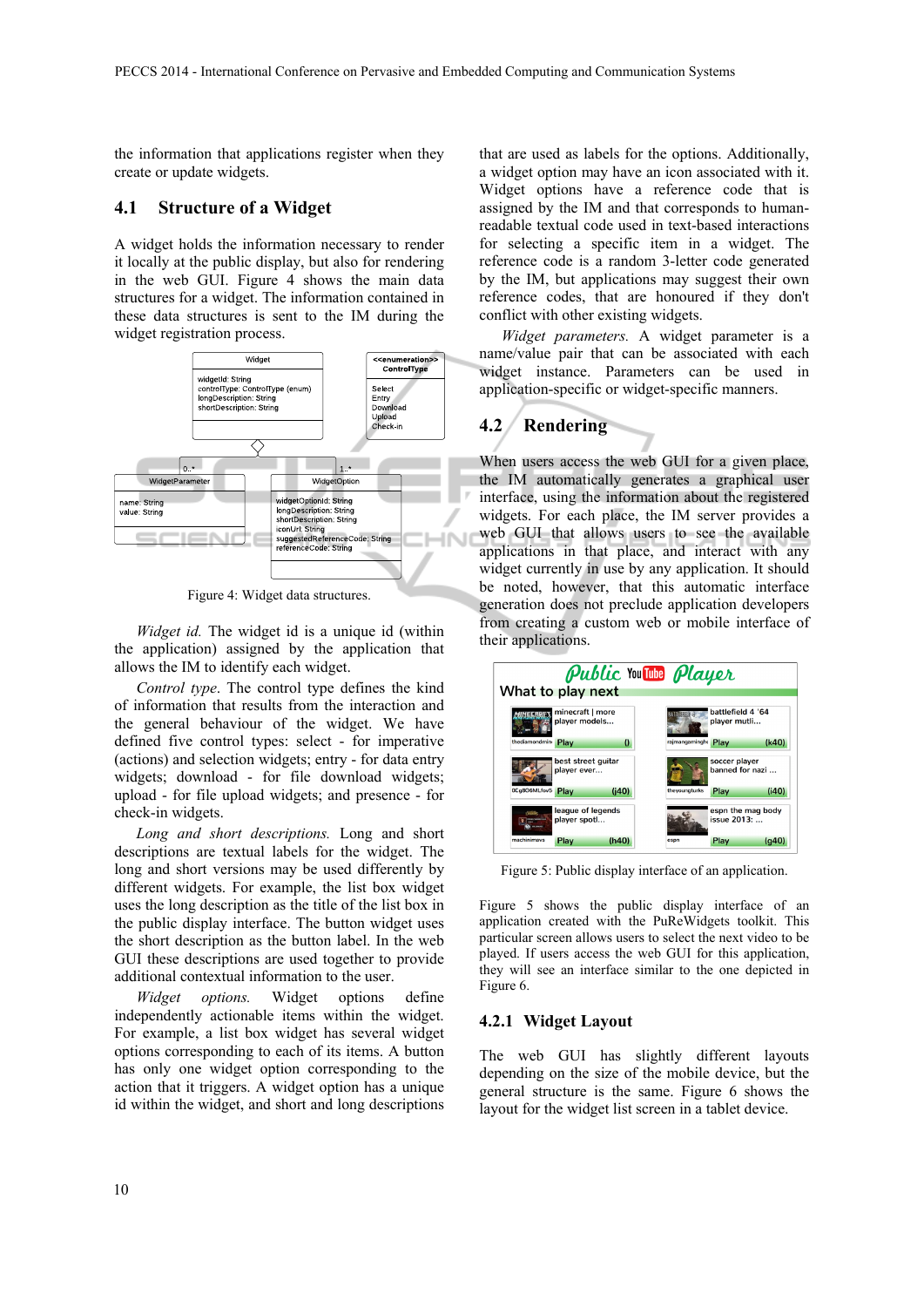the information that applications register when they create or update widgets.

## 4.1 Structure of a Widget

A widget holds the information necessary to render it locally at the public display, but also for rendering in the web GUI. Figure 4 shows the main data structures for a widget. The information contained in these data structures is sent to the IM during the widget registration process.

Figure 4: Widget data structures.

*Widget id.* The widget id is a unique id (within the application) assigned by the application that allows the IM to identify each widget.

*Control type.* The control type defines the kind of information that results from the interaction and the general behaviour of the widget. We have defined five control types: select - for imperative (actions) and selection widgets; entry - for data entry widgets; download - for file download widgets; upload - for file upload widgets; and presence - for check-in widgets.

*Long and short descriptions.* Long and short descriptions are textual labels for the widget. The long and short versions may be used differently by different widgets. For example, the list box widget uses the long description as the title of the list box in the public display interface. The button widget uses the short description as the button label. In the web GUI these descriptions are used together to provide additional contextual information to the user.

*Widget options.* Widget options define independently actionable items within the widget. For example, a list box widget has several widget options corresponding to each of its items. A button has only one widget option corresponding to the action that it triggers. A widget option has a unique id within the widget, and short and long descriptions that are used as labels for the options. Additionally, a widget option may have an icon associated with it. Widget options have a reference code that is assigned by the IM and that corresponds to human-readable textual code used in text-based interactions for selecting a specific item in a widget. The reference code is a random 3-letter code generated by the IM, but applications may suggest their own reference codes, that are honoured if they don't conflict with other existing widgets.

*Widget parameters.* A widget parameter is a name/value pair that can be associated with each widget instance. Parameters can be used in application-specific or widget-specific manners.

## 4.2 Rendering

When users access the web GUI for a given place, the IM automatically generates a graphical user interface, using the information about the registered widgets. For each place, the IM server provides a web GUI that allows users to see the available applications in that place, and interact with any widget currently in use by any application. It should be noted, however, that this automatic interface generation does not preclude application developers from creating a custom web or mobile interface of their applications.

Figure 5: Public display interface of an application.

Figure 5 shows the public display interface of an application created with the PuReWidgets toolkit. This particular screen allows users to select the next video to be played. If users access the web GUI for this application, they will see an interface similar to the one depicted in Figure 6.

### 4.2.1 Widget Layout

The web GUI has slightly different layouts depending on the size of the mobile device, but the general structure is the same. Figure 6 shows the layout for the widget list screen in a tablet device.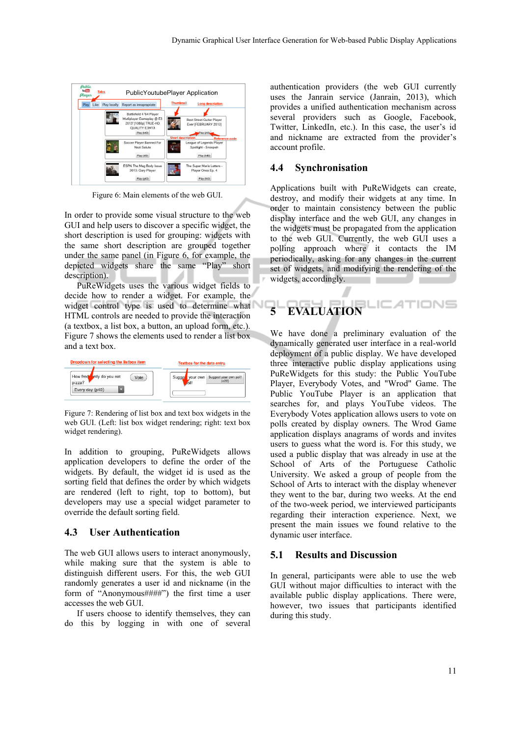Figure 6: Main elements of the web GUI.

In order to provide some visual structure to the web GUI and help users to discover a specific widget, the short description is used for grouping: widgets with the same short description are grouped together under the same panel (in Figure 6, for example, the depicted widgets share the same "Play" short description).

PuReWidgets uses the various widget fields to decide how to render a widget. For example, the widget control type is used to determine what HTML controls are needed to provide the interaction (a textbox, a list box, a button, an upload form, etc.). Figure 7 shows the elements used to render a list box and a text box.

Figure 7: Rendering of list box and text box widgets in the web GUI. (Left: list box widget rendering; right: text box widget rendering).

In addition to grouping, PuReWidgets allows application developers to define the order of the widgets. By default, the widget id is used as the sorting field that defines the order by which widgets are rendered (left to right, top to bottom), but developers may use a special widget parameter to override the default sorting field.

### 4.3 User Authentication

The web GUI allows users to interact anonymously, while making sure that the system is able to distinguish different users. For this, the web GUI randomly generates a user id and nickname (in the form of "Anonymous####") the first time a user accesses the web GUI.

If users choose to identify themselves, they can do this by logging in with one of several authentication providers (the web GUI currently uses the Janrain service (Janrain, 2013), which provides a unified authentication mechanism across several providers such as Google, Facebook, Twitter, LinkedIn, etc.). In this case, the user's id and nickname are extracted from the provider's account profile.

### 4.4 Synchronisation

Applications built with PuReWidgets can create, destroy, and modify their widgets at any time. In order to maintain consistency between the public display interface and the web GUI, any changes in the widgets must be propagated from the application to the web GUI. Currently, the web GUI uses a polling approach where it contacts the IM periodically, asking for any changes in the current set of widgets, and modifying the rendering of the widgets, accordingly.

## 5 EVALUATION

We have done a preliminary evaluation of the dynamically generated user interface in a real-world deployment of a public display. We have developed three interactive public display applications using PuReWidgets for this study: the Public YouTube Player, Everybody Votes, and "Wrod" Game. The Public YouTube Player is an application that searches for, and plays YouTube videos. The Everybody Votes application allows users to vote on polls created by display owners. The Wrod Game application displays anagrams of words and invites users to guess what the word is. For this study, we used a public display that was already in use at the School of Arts of the Portuguese Catholic University. We asked a group of people from the School of Arts to interact with the display whenever they went to the bar, during two weeks. At the end of the two-week period, we interviewed participants regarding their interaction experience. Next, we present the main issues we found relative to the dynamic user interface.

### 5.1 Results and Discussion

In general, participants were able to use the web GUI without major difficulties to interact with the available public display applications. There were, however, two issues that participants identified during this study.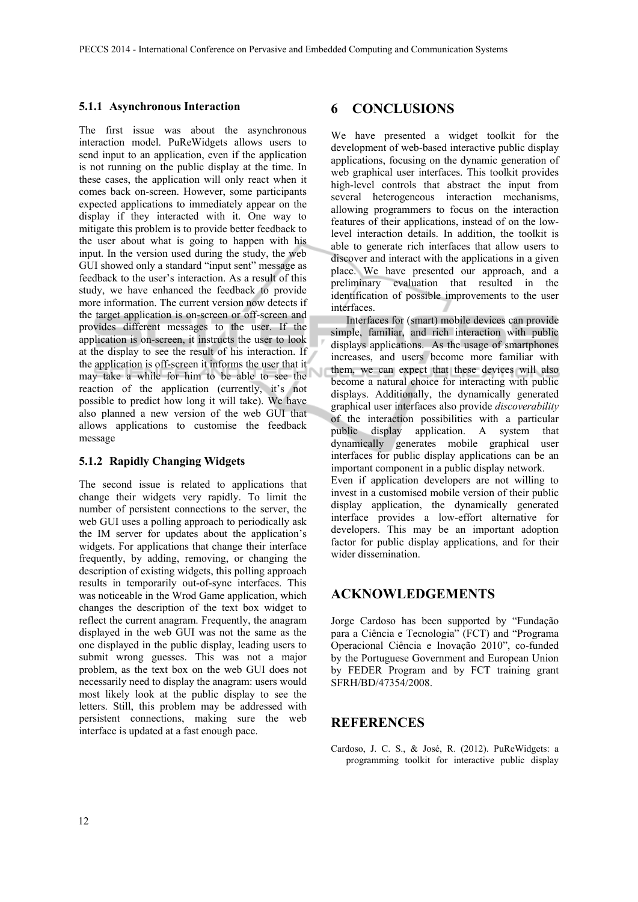#### 5.1.1 Asynchronous Interaction

The first issue was about the asynchronous interaction model. PuReWidgets allows users to send input to an application, even if the application is not running on the public display at the time. In these cases, the application will only react when it comes back on-screen. However, some participants expected applications to immediately appear on the display if they interacted with it. One way to mitigate this problem is to provide better feedback to the user about what is going to happen with his input. In the version used during the study, the web GUI showed only a standard "input sent" message as feedback to the user's interaction. As a result of this study, we have enhanced the feedback to provide more information. The current version now detects if the target application is on-screen or off-screen and provides different messages to the user. If the application is on-screen, it instructs the user to look at the display to see the result of his interaction. If the application is off-screen it informs the user that it may take a while for him to be able to see the reaction of the application (currently, it's not possible to predict how long it will take). We have also planned a new version of the web GUI that allows applications to customise the feedback message

#### 5.1.2 Rapidly Changing Widgets

The second issue is related to applications that change their widgets very rapidly. To limit the number of persistent connections to the server, the web GUI uses a polling approach to periodically ask the IM server for updates about the application's widgets. For applications that change their interface frequently, by adding, removing, or changing the description of existing widgets, this polling approach results in temporarily out-of-sync interfaces. This was noticeable in the Wrod Game application, which changes the description of the text box widget to reflect the current anagram. Frequently, the anagram displayed in the web GUI was not the same as the one displayed in the public display, leading users to submit wrong guesses. This was not a major problem, as the text box on the web GUI does not necessarily need to display the anagram: users would most likely look at the public display to see the letters. Still, this problem may be addressed with persistent connections, making sure the web interface is updated at a fast enough pace.

## 6 CONCLUSIONS

We have presented a widget toolkit for the development of web-based interactive public display applications, focusing on the dynamic generation of web graphical user interfaces. This toolkit provides high-level controls that abstract the input from several heterogeneous interaction mechanisms, allowing programmers to focus on the interaction features of their applications, instead of on the low-level interaction details. In addition, the toolkit is able to generate rich interfaces that allow users to discover and interact with the applications in a given place. We have presented our approach, and a preliminary evaluation that resulted in the identification of possible improvements to the user interfaces.

Interfaces for (smart) mobile devices can provide simple, familiar, and rich interaction with public displays applications. As the usage of smartphones increases, and users become more familiar with them, we can expect that these devices will also become a natural choice for interacting with public displays. Additionally, the dynamically generated graphical user interfaces also provide *discoverability* of the interaction possibilities with a particular public display application. A system that dynamically generates mobile graphical user interfaces for public display applications can be an important component in a public display network.

Even if application developers are not willing to invest in a customised mobile version of their public display application, the dynamically generated interface provides a low-effort alternative for developers. This may be an important adoption factor for public display applications, and for their wider dissemination.

## ACKNOWLEDGEMENTS

Jorge Cardoso has been supported by "Fundação para a Ciência e Tecnologia" (FCT) and "Programa Operacional Ciência e Inovação 2010", co-funded by the Portuguese Government and European Union by FEDER Program and by FCT training grant SFRH/BD/47354/2008.

## REFERENCES

Cardoso, J. C. S., & José, R. (2012). PuReWidgets: a programming toolkit for interactive public display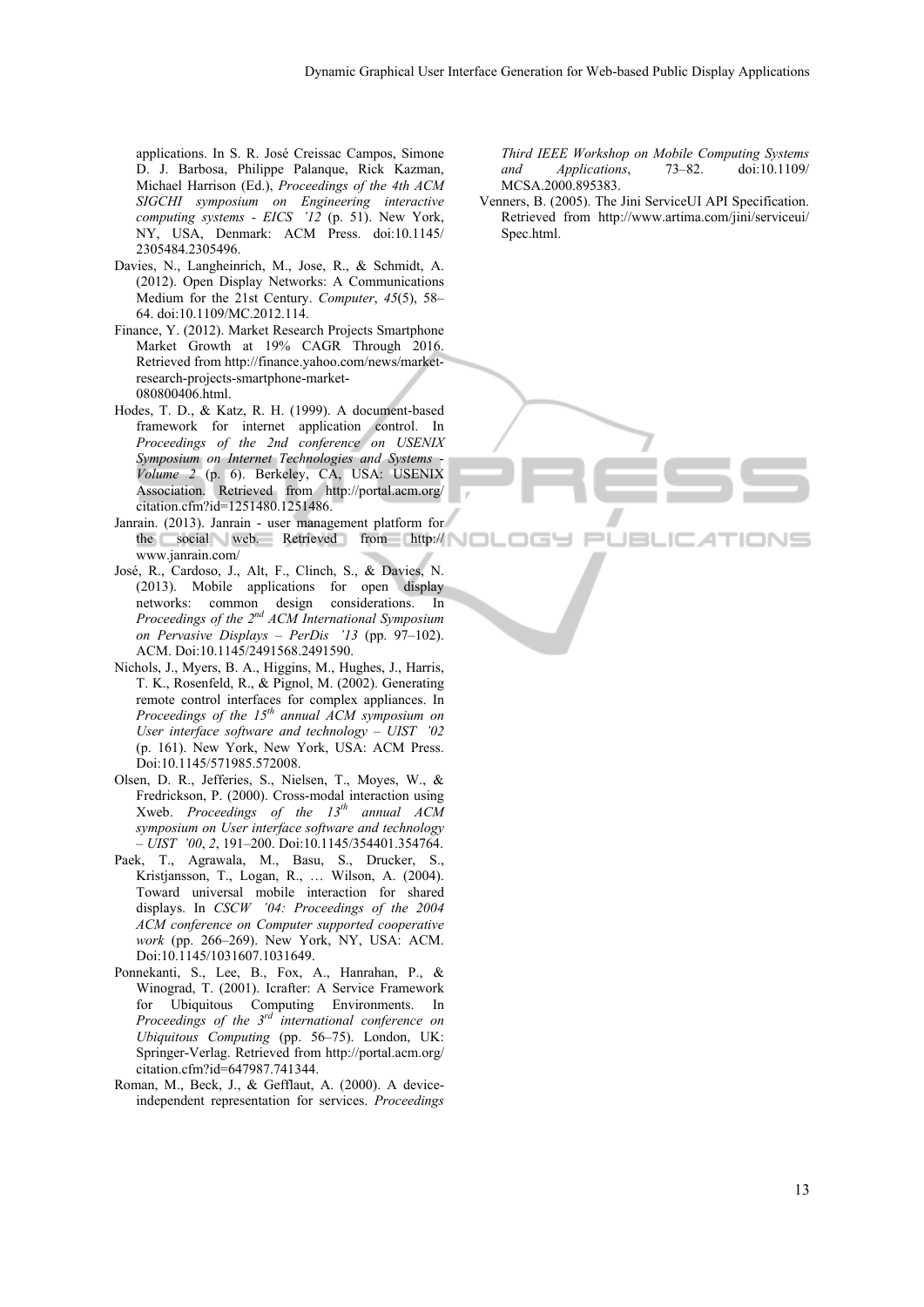applications. In S. R. José Creissac Campos, Simone D. J. Barbosa, Philippe Palanque, Rick Kazman, Michael Harrison (Ed.), *Proceedings of the 4th ACM SIGCHI symposium on Engineering interactive computing systems - EICS '12* (p. 51). New York, NY, USA, Denmark: ACM Press. doi:10.1145/2305484.2305496.

Davies, N., Langheinrich, M., Jose, R., & Schmidt, A. (2012). Open Display Networks: A Communications Medium for the 21st Century. *Computer*, *45*(5), 58–64. doi:10.1109/MC.2012.114.

Finance, Y. (2012). Market Research Projects Smartphone Market Growth at 19% CAGR Through 2016. Retrieved from http://finance.yahoo.com/news/market-research-projects-smartphone-market-080800406.html.

Hodes, T. D., & Katz, R. H. (1999). A document-based framework for internet application control. In *Proceedings of the 2nd conference on USENIX Symposium on Internet Technologies and Systems - Volume 2* (p. 6). Berkeley, CA, USA: USENIX Association. Retrieved from http://portal.acm.org/citation.cfm?id=1251480.1251486.

Janrain. (2013). Janrain - user management platform for the social web. Retrieved from http://www.janrain.com/

José, R., Cardoso, J., Alt, F., Clinch, S., & Davies, N. (2013). Mobile applications for open display networks: common design considerations. In *Proceedings of the 2nd ACM International Symposium on Pervasive Displays – PerDis '13* (pp. 97–102). ACM. Doi:10.1145/2491568.2491590.

Nichols, J., Myers, B. A., Higgins, M., Hughes, J., Harris, T. K., Rosenfeld, R., & Pignol, M. (2002). Generating remote control interfaces for complex appliances. In *Proceedings of the 15th annual ACM symposium on User interface software and technology – UIST '02* (p. 161). New York, New York, USA: ACM Press. Doi:10.1145/571985.572008.

Olsen, D. R., Jefferies, S., Nielsen, T., Moyes, W., & Fredrickson, P. (2000). Cross-modal interaction using Xweb. *Proceedings of the 13th annual ACM symposium on User interface software and technology – UIST '00*, *2*, 191–200. Doi:10.1145/354401.354764.

Paek, T., Agrawala, M., Basu, S., Drucker, S., Kristjansson, T., Logan, R., … Wilson, A. (2004). Toward universal mobile interaction for shared displays. In *CSCW '04: Proceedings of the 2004 ACM conference on Computer supported cooperative work* (pp. 266–269). New York, NY, USA: ACM. Doi:10.1145/1031607.1031649.

Ponnekanti, S., Lee, B., Fox, A., Hanrahan, P., & Winograd, T. (2001). Icrafter: A Service Framework for Ubiquitous Computing Environments. In *Proceedings of the 3rd international conference on Ubiquitous Computing* (pp. 56–75). London, UK: Springer-Verlag. Retrieved from http://portal.acm.org/citation.cfm?id=647987.741344.

Roman, M., Beck, J., & Gefflaut, A. (2000). A device-independent representation for services. *Proceedings Third IEEE Workshop on Mobile Computing Systems and Applications*, 73–82. doi:10.1109/MCSA.2000.895383.

Venners, B. (2005). The Jini ServiceUI API Specification. Retrieved from http://www.artima.com/jini/serviceui/Spec.html.